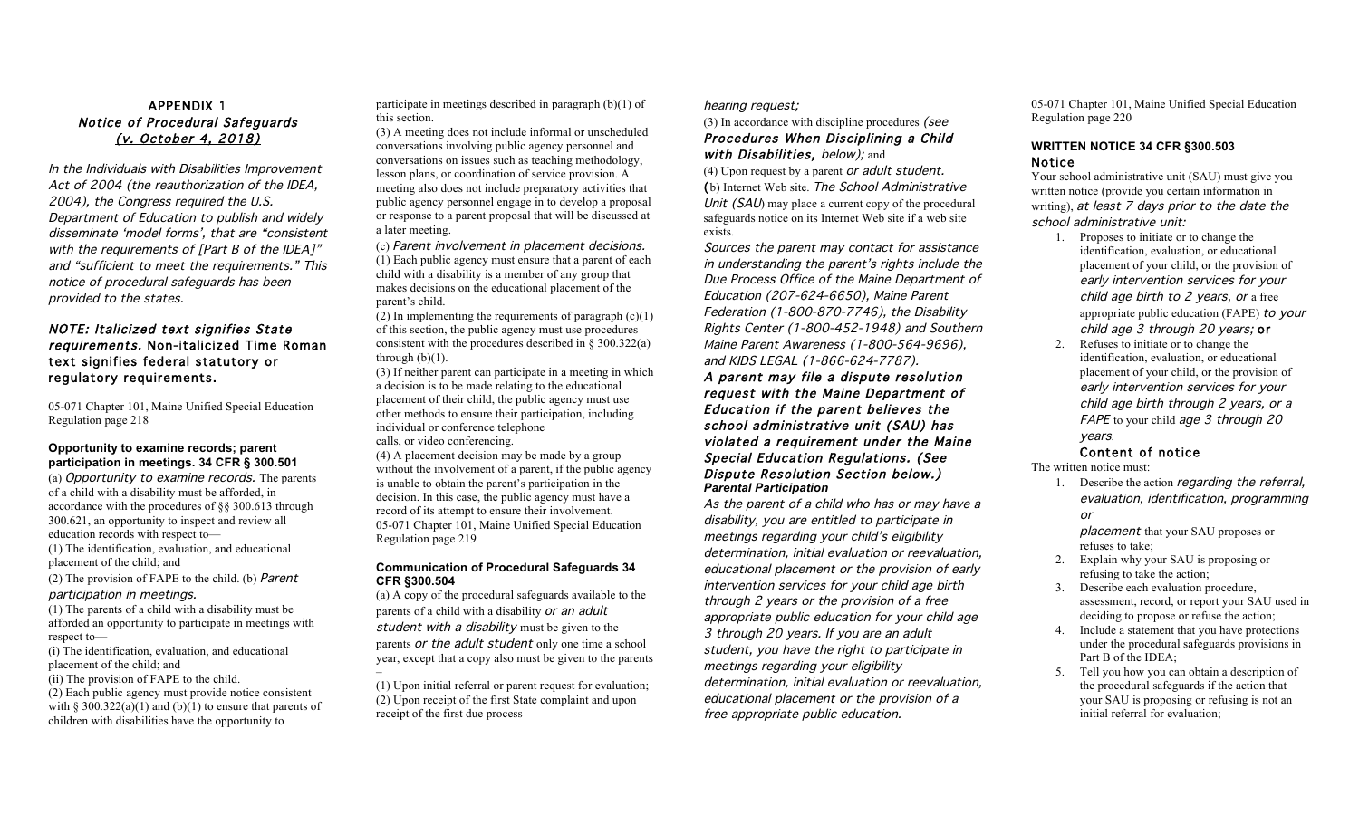## APPENDIX 1
### *Notice of Procedural Safeguards*
### *(v. October 4, 2018)*

*In the Individuals with Disabilities Improvement Act of 2004 (the reauthorization of the IDEA, 2004), the Congress required the U.S. Department of Education to publish and widely disseminate 'model forms', that are "consistent with the requirements of [Part B of the IDEA]" and "sufficient to meet the requirements." This notice of procedural safeguards has been provided to the states.*

***NOTE: Italicized text signifies State requirements.*** **Non-italicized Time Roman text signifies federal statutory or regulatory requirements.**

05-071 Chapter 101, Maine Unified Special Education Regulation page 218

#### Opportunity to examine records; parent participation in meetings. 34 CFR § 300.501

(a) *Opportunity to examine records.* The parents of a child with a disability must be afforded, in accordance with the procedures of §§ 300.613 through 300.621, an opportunity to inspect and review all education records with respect to—

(1) The identification, evaluation, and educational placement of the child; and

(2) The provision of FAPE to the child. (b) *Parent participation in meetings.*

(1) The parents of a child with a disability must be afforded an opportunity to participate in meetings with respect to—

(i) The identification, evaluation, and educational placement of the child; and

(ii) The provision of FAPE to the child.

(2) Each public agency must provide notice consistent with § 300.322(a)(1) and (b)(1) to ensure that parents of children with disabilities have the opportunity to participate in meetings described in paragraph (b)(1) of this section.

(3) A meeting does not include informal or unscheduled conversations involving public agency personnel and conversations on issues such as teaching methodology, lesson plans, or coordination of service provision. A meeting also does not include preparatory activities that public agency personnel engage in to develop a proposal or response to a parent proposal that will be discussed at a later meeting.

(c) *Parent involvement in placement decisions.*
(1) Each public agency must ensure that a parent of each child with a disability is a member of any group that makes decisions on the educational placement of the parent's child.

(2) In implementing the requirements of paragraph (c)(1) of this section, the public agency must use procedures consistent with the procedures described in § 300.322(a) through (b)(1).

(3) If neither parent can participate in a meeting in which a decision is to be made relating to the educational placement of their child, the public agency must use other methods to ensure their participation, including individual or conference telephone calls, or video conferencing.

(4) A placement decision may be made by a group without the involvement of a parent, if the public agency is unable to obtain the parent's participation in the decision. In this case, the public agency must have a record of its attempt to ensure their involvement.
05-071 Chapter 101, Maine Unified Special Education Regulation page 219

#### Communication of Procedural Safeguards 34 CFR §300.504

(a) A copy of the procedural safeguards available to the parents of a child with a disability *or an adult student with a disability* must be given to the parents *or the adult student* only one time a school year, except that a copy also must be given to the parents –

(1) Upon initial referral or parent request for evaluation;
(2) Upon receipt of the first State complaint and upon receipt of the first due process *hearing request;*
(3) In accordance with discipline procedures *(see **Procedures When Disciplining a Child with Disabilities,** below);* and
(4) Upon request by a parent *or adult student.*
(b) Internet Web site. *The School Administrative Unit (SAU)* may place a current copy of the procedural safeguards notice on its Internet Web site if a web site exists.

*Sources the parent may contact for assistance in understanding the parent's rights include the Due Process Office of the Maine Department of Education (207-624-6650), Maine Parent Federation (1-800-870-7746), the Disability Rights Center (1-800-452-1948) and Southern Maine Parent Awareness (1-800-564-9696), and KIDS LEGAL (1-866-624-7787).*

***A parent may file a dispute resolution request with the Maine Department of Education if the parent believes the school administrative unit (SAU) has violated a requirement under the Maine Special Education Regulations. (See Dispute Resolution Section below.)***

***Parental Participation***

*As the parent of a child who has or may have a disability, you are entitled to participate in meetings regarding your child's eligibility determination, initial evaluation or reevaluation, educational placement or the provision of early intervention services for your child age birth through 2 years or the provision of a free appropriate public education for your child age 3 through 20 years. If you are an adult student, you have the right to participate in meetings regarding your eligibility determination, initial evaluation or reevaluation, educational placement or the provision of a free appropriate public education.*

05-071 Chapter 101, Maine Unified Special Education Regulation page 220

#### WRITTEN NOTICE 34 CFR §300.503
#### Notice

Your school administrative unit (SAU) must give you written notice (provide you certain information in writing), *at least 7 days prior to the date the school administrative unit:*

1. Proposes to initiate or to change the identification, evaluation, or educational placement of your child, or the provision of *early intervention services for your child age birth to 2 years, or* a free appropriate public education (FAPE) *to your child age 3 through 20 years;* **or**
2. Refuses to initiate or to change the identification, evaluation, or educational placement of your child, or the provision of *early intervention services for your child age birth through 2 years, or a FAPE* to your child *age 3 through 20 years.*

#### Content of notice

The written notice must:

1. Describe the action *regarding the referral, evaluation, identification, programming or placement* that your SAU proposes or refuses to take;
2. Explain why your SAU is proposing or refusing to take the action;
3. Describe each evaluation procedure, assessment, record, or report your SAU used in deciding to propose or refuse the action;
4. Include a statement that you have protections under the procedural safeguards provisions in Part B of the IDEA;
5. Tell you how you can obtain a description of the procedural safeguards if the action that your SAU is proposing or refusing is not an initial referral for evaluation;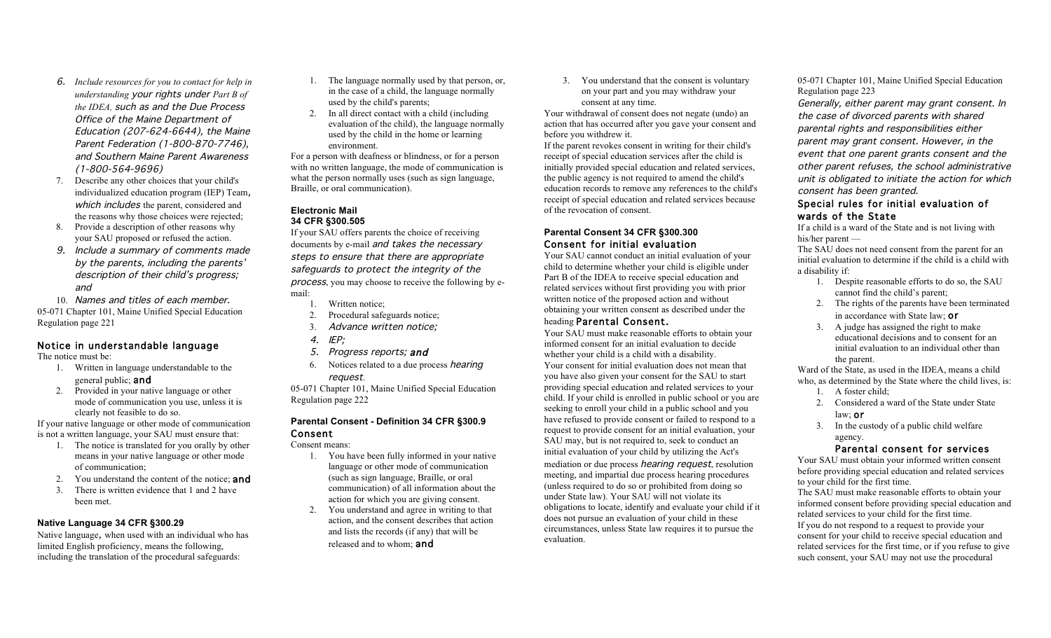6. *Include resources for you to contact for help in understanding your rights under Part B of the IDEA, such as and the Due Process Office of the Maine Department of Education (207-624-6644), the Maine Parent Federation (1-800-870-7746), and Southern Maine Parent Awareness (1-800-564-9696)*
7. Describe any other choices that your child's individualized education program (IEP) Team, *which includes* the parent, considered and the reasons why those choices were rejected;
8. Provide a description of other reasons why your SAU proposed or refused the action.
9. *Include a summary of comments made by the parents, including the parents' description of their child's progress; and*
10. *Names and titles of each member.*

05-071 Chapter 101, Maine Unified Special Education Regulation page 221

### Notice in understandable language

The notice must be:

1. Written in language understandable to the general public; **and**
2. Provided in your native language or other mode of communication you use, unless it is clearly not feasible to do so.

If your native language or other mode of communication is not a written language, your SAU must ensure that:

1. The notice is translated for you orally by other means in your native language or other mode of communication;
2. You understand the content of the notice; **and**
3. There is written evidence that 1 and 2 have been met.

### Native Language 34 CFR §300.29

Native language, when used with an individual who has limited English proficiency, means the following, including the translation of the procedural safeguards:

1. The language normally used by that person, or, in the case of a child, the language normally used by the child's parents;
2. In all direct contact with a child (including evaluation of the child), the language normally used by the child in the home or learning environment.

For a person with deafness or blindness, or for a person with no written language, the mode of communication is what the person normally uses (such as sign language, Braille, or oral communication).

### Electronic Mail
### 34 CFR §300.505

If your SAU offers parents the choice of receiving documents by e-mail *and takes the necessary steps to ensure that there are appropriate safeguards to protect the integrity of the process*, you may choose to receive the following by e-mail:

1. Written notice;
2. Procedural safeguards notice;
3. *Advance written notice;*
4. *IEP;*
5. *Progress reports;* **and**
6. Notices related to a due process *hearing request*.

05-071 Chapter 101, Maine Unified Special Education Regulation page 222

### Parental Consent - Definition 34 CFR §300.9
### Consent

Consent means:

1. You have been fully informed in your native language or other mode of communication (such as sign language, Braille, or oral communication) of all information about the action for which you are giving consent.
2. You understand and agree in writing to that action, and the consent describes that action and lists the records (if any) that will be released and to whom; **and**
3. You understand that the consent is voluntary on your part and you may withdraw your consent at any time.

Your withdrawal of consent does not negate (undo) an action that has occurred after you gave your consent and before you withdrew it.

If the parent revokes consent in writing for their child's receipt of special education services after the child is initially provided special education and related services, the public agency is not required to amend the child's education records to remove any references to the child's receipt of special education and related services because of the revocation of consent.

### Parental Consent 34 CFR §300.300
### Consent for initial evaluation

Your SAU cannot conduct an initial evaluation of your child to determine whether your child is eligible under Part B of the IDEA to receive special education and related services without first providing you with prior written notice of the proposed action and without obtaining your written consent as described under the heading **Parental Consent.**

Your SAU must make reasonable efforts to obtain your informed consent for an initial evaluation to decide whether your child is a child with a disability.

Your consent for initial evaluation does not mean that you have also given your consent for the SAU to start providing special education and related services to your child. If your child is enrolled in public school or you are seeking to enroll your child in a public school and you have refused to provide consent or failed to respond to a request to provide consent for an initial evaluation, your SAU may, but is not required to, seek to conduct an initial evaluation of your child by utilizing the Act's mediation or due process *hearing request*, resolution meeting, and impartial due process hearing procedures (unless required to do so or prohibited from doing so under State law). Your SAU will not violate its obligations to locate, identify and evaluate your child if it does not pursue an evaluation of your child in these circumstances, unless State law requires it to pursue the evaluation.

05-071 Chapter 101, Maine Unified Special Education Regulation page 223

*Generally, either parent may grant consent. In the case of divorced parents with shared parental rights and responsibilities either parent may grant consent. However, in the event that one parent grants consent and the other parent refuses, the school administrative unit is obligated to initiate the action for which consent has been granted.*

### Special rules for initial evaluation of wards of the State

If a child is a ward of the State and is not living with his/her parent —

The SAU does not need consent from the parent for an initial evaluation to determine if the child is a child with a disability if:

1. Despite reasonable efforts to do so, the SAU cannot find the child's parent;
2. The rights of the parents have been terminated in accordance with State law; **or**
3. A judge has assigned the right to make educational decisions and to consent for an initial evaluation to an individual other than the parent.

Ward of the State, as used in the IDEA, means a child who, as determined by the State where the child lives, is:

1. A foster child;
2. Considered a ward of the State under State law; **or**
3. In the custody of a public child welfare agency.

### Parental consent for services

Your SAU must obtain your informed written consent before providing special education and related services to your child for the first time.

The SAU must make reasonable efforts to obtain your informed consent before providing special education and related services to your child for the first time.

If you do not respond to a request to provide your consent for your child to receive special education and related services for the first time, or if you refuse to give such consent, your SAU may not use the procedural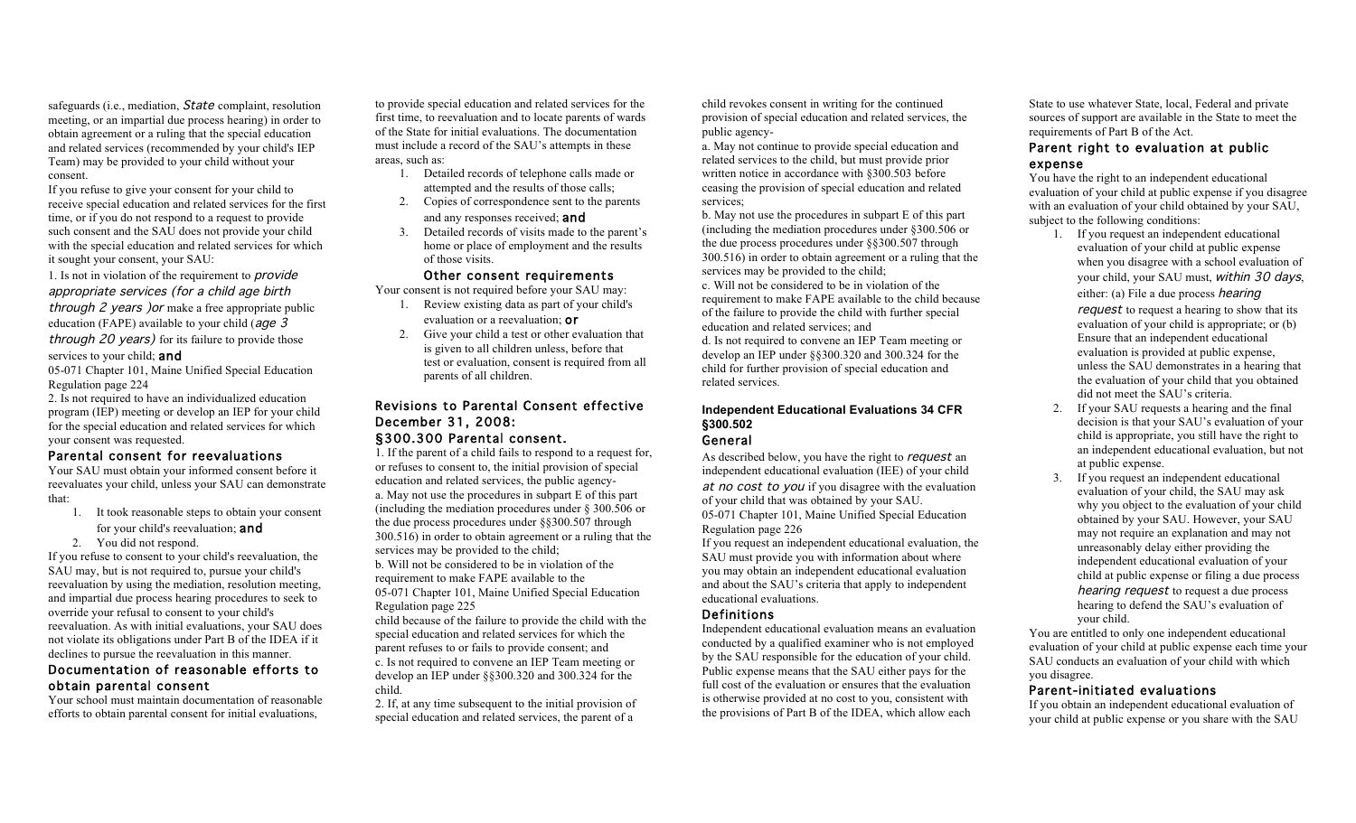safeguards (i.e., mediation, *State* complaint, resolution meeting, or an impartial due process hearing) in order to obtain agreement or a ruling that the special education and related services (recommended by your child's IEP Team) may be provided to your child without your consent.

If you refuse to give your consent for your child to receive special education and related services for the first time, or if you do not respond to a request to provide such consent and the SAU does not provide your child with the special education and related services for which it sought your consent, your SAU:

1. Is not in violation of the requirement to *provide appropriate services (for a child age birth through 2 years )or* make a free appropriate public education (FAPE) available to your child (*age 3 through 20 years)* for its failure to provide those services to your child; **and**

05-071 Chapter 101, Maine Unified Special Education Regulation page 224

2. Is not required to have an individualized education program (IEP) meeting or develop an IEP for your child for the special education and related services for which your consent was requested.

### Parental consent for reevaluations

Your SAU must obtain your informed consent before it reevaluates your child, unless your SAU can demonstrate that:

1. It took reasonable steps to obtain your consent for your child's reevaluation; **and**
2. You did not respond.

If you refuse to consent to your child's reevaluation, the SAU may, but is not required to, pursue your child's reevaluation by using the mediation, resolution meeting, and impartial due process hearing procedures to seek to override your refusal to consent to your child's reevaluation. As with initial evaluations, your SAU does not violate its obligations under Part B of the IDEA if it declines to pursue the reevaluation in this manner.

### Documentation of reasonable efforts to obtain parental consent

Your school must maintain documentation of reasonable efforts to obtain parental consent for initial evaluations, to provide special education and related services for the first time, to reevaluation and to locate parents of wards of the State for initial evaluations. The documentation must include a record of the SAU's attempts in these areas, such as:

1. Detailed records of telephone calls made or attempted and the results of those calls;
2. Copies of correspondence sent to the parents and any responses received; **and**
3. Detailed records of visits made to the parent's home or place of employment and the results of those visits.

### Other consent requirements

Your consent is not required before your SAU may:

1. Review existing data as part of your child's evaluation or a reevaluation; **or**
2. Give your child a test or other evaluation that is given to all children unless, before that test or evaluation, consent is required from all parents of all children.

### Revisions to Parental Consent effective December 31, 2008:

### §300.300 Parental consent.

1. If the parent of a child fails to respond to a request for, or refuses to consent to, the initial provision of special education and related services, the public agency-

a. May not use the procedures in subpart E of this part (including the mediation procedures under § 300.506 or the due process procedures under §§300.507 through 300.516) in order to obtain agreement or a ruling that the services may be provided to the child;

b. Will not be considered to be in violation of the requirement to make FAPE available to the

05-071 Chapter 101, Maine Unified Special Education Regulation page 225

child because of the failure to provide the child with the special education and related services for which the parent refuses to or fails to provide consent; and

c. Is not required to convene an IEP Team meeting or develop an IEP under §§300.320 and 300.324 for the child.

2. If, at any time subsequent to the initial provision of special education and related services, the parent of a child revokes consent in writing for the continued provision of special education and related services, the public agency-

a. May not continue to provide special education and related services to the child, but must provide prior written notice in accordance with §300.503 before ceasing the provision of special education and related services;

b. May not use the procedures in subpart E of this part (including the mediation procedures under §300.506 or the due process procedures under §§300.507 through 300.516) in order to obtain agreement or a ruling that the services may be provided to the child;

c. Will not be considered to be in violation of the requirement to make FAPE available to the child because of the failure to provide the child with further special education and related services; and

d. Is not required to convene an IEP Team meeting or develop an IEP under §§300.320 and 300.324 for the child for further provision of special education and related services.

## Independent Educational Evaluations 34 CFR §300.502

### General

As described below, you have the right to *request* an independent educational evaluation (IEE) of your child *at no cost to you* if you disagree with the evaluation of your child that was obtained by your SAU.

05-071 Chapter 101, Maine Unified Special Education Regulation page 226

If you request an independent educational evaluation, the SAU must provide you with information about where you may obtain an independent educational evaluation and about the SAU's criteria that apply to independent educational evaluations.

### Definitions

Independent educational evaluation means an evaluation conducted by a qualified examiner who is not employed by the SAU responsible for the education of your child. Public expense means that the SAU either pays for the full cost of the evaluation or ensures that the evaluation is otherwise provided at no cost to you, consistent with the provisions of Part B of the IDEA, which allow each State to use whatever State, local, Federal and private sources of support are available in the State to meet the requirements of Part B of the Act.

### Parent right to evaluation at public expense

You have the right to an independent educational evaluation of your child at public expense if you disagree with an evaluation of your child obtained by your SAU, subject to the following conditions:

1. If you request an independent educational evaluation of your child at public expense when you disagree with a school evaluation of your child, your SAU must, *within 30 days*, either: (a) File a due process *hearing request* to request a hearing to show that its evaluation of your child is appropriate; or (b) Ensure that an independent educational evaluation is provided at public expense, unless the SAU demonstrates in a hearing that the evaluation of your child that you obtained did not meet the SAU's criteria.
2. If your SAU requests a hearing and the final decision is that your SAU's evaluation of your child is appropriate, you still have the right to an independent educational evaluation, but not at public expense.
3. If you request an independent educational evaluation of your child, the SAU may ask why you object to the evaluation of your child obtained by your SAU. However, your SAU may not require an explanation and may not unreasonably delay either providing the independent educational evaluation of your child at public expense or filing a due process *hearing request* to request a due process hearing to defend the SAU's evaluation of your child.

You are entitled to only one independent educational evaluation of your child at public expense each time your SAU conducts an evaluation of your child with which you disagree.

### Parent-initiated evaluations

If you obtain an independent educational evaluation of your child at public expense or you share with the SAU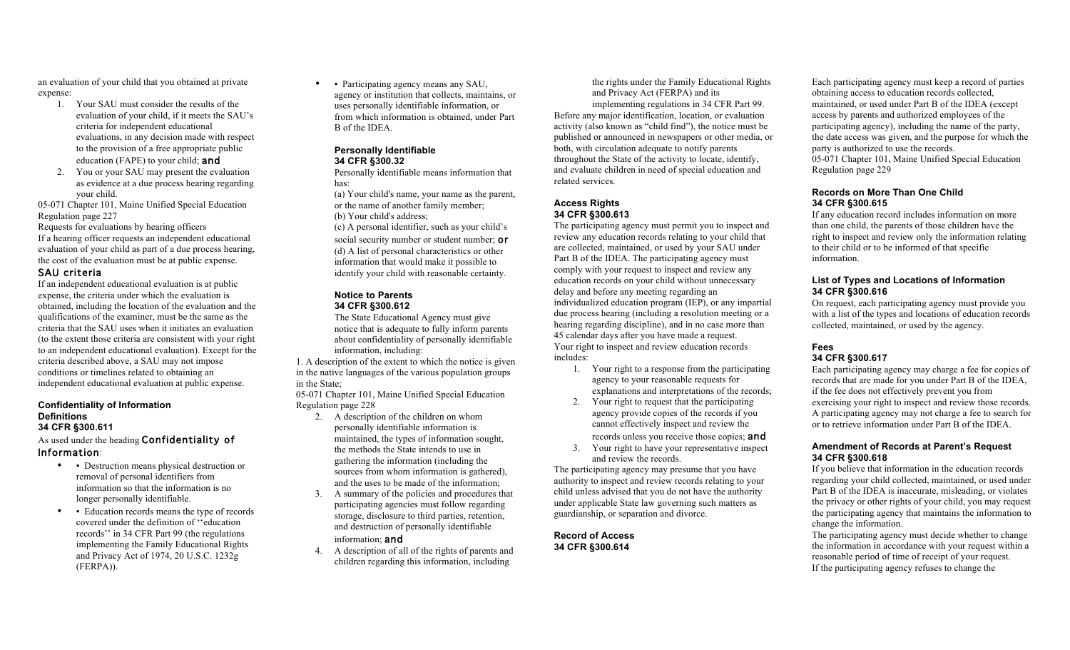an evaluation of your child that you obtained at private expense:

1. Your SAU must consider the results of the evaluation of your child, if it meets the SAU's criteria for independent educational evaluations, in any decision made with respect to the provision of a free appropriate public education (FAPE) to your child; **and**
2. You or your SAU may present the evaluation as evidence at a due process hearing regarding your child.

05-071 Chapter 101, Maine Unified Special Education Regulation page 227

Requests for evaluations by hearing officers

If a hearing officer requests an independent educational evaluation of your child as part of a due process hearing, the cost of the evaluation must be at public expense.

### SAU criteria

If an independent educational evaluation is at public expense, the criteria under which the evaluation is obtained, including the location of the evaluation and the qualifications of the examiner, must be the same as the criteria that the SAU uses when it initiates an evaluation (to the extent those criteria are consistent with your right to an independent educational evaluation). Except for the criteria described above, a SAU may not impose conditions or timelines related to obtaining an independent educational evaluation at public expense.

### Confidentiality of Information
### Definitions
### 34 CFR §300.611

As used under the heading **Confidentiality of Information**:

- ▪ Destruction means physical destruction or removal of personal identifiers from information so that the information is no longer personally identifiable.
- ▪ Education records means the type of records covered under the definition of ''education records'' in 34 CFR Part 99 (the regulations implementing the Family Educational Rights and Privacy Act of 1974, 20 U.S.C. 1232g (FERPA)).
- ▪ Participating agency means any SAU, agency or institution that collects, maintains, or uses personally identifiable information, or from which information is obtained, under Part B of the IDEA.

### Personally Identifiable
### 34 CFR §300.32

Personally identifiable means information that has:

(a) Your child's name, your name as the parent, or the name of another family member;
(b) Your child's address;
(c) A personal identifier, such as your child's social security number or student number; **or**
(d) A list of personal characteristics or other information that would make it possible to identify your child with reasonable certainty.

### Notice to Parents
### 34 CFR §300.612

The State Educational Agency must give notice that is adequate to fully inform parents about confidentiality of personally identifiable information, including:

1. A description of the extent to which the notice is given in the native languages of the various population groups in the State;

05-071 Chapter 101, Maine Unified Special Education Regulation page 228

2. A description of the children on whom personally identifiable information is maintained, the types of information sought, the methods the State intends to use in gathering the information (including the sources from whom information is gathered), and the uses to be made of the information;
3. A summary of the policies and procedures that participating agencies must follow regarding storage, disclosure to third parties, retention, and destruction of personally identifiable information; **and**
4. A description of all of the rights of parents and children regarding this information, including the rights under the Family Educational Rights and Privacy Act (FERPA) and its implementing regulations in 34 CFR Part 99.

Before any major identification, location, or evaluation activity (also known as "child find"), the notice must be published or announced in newspapers or other media, or both, with circulation adequate to notify parents throughout the State of the activity to locate, identify, and evaluate children in need of special education and related services.

### Access Rights
### 34 CFR §300.613

The participating agency must permit you to inspect and review any education records relating to your child that are collected, maintained, or used by your SAU under Part B of the IDEA. The participating agency must comply with your request to inspect and review any education records on your child without unnecessary delay and before any meeting regarding an individualized education program (IEP), or any impartial due process hearing (including a resolution meeting or a hearing regarding discipline), and in no case more than 45 calendar days after you have made a request.

Your right to inspect and review education records includes:

1. Your right to a response from the participating agency to your reasonable requests for explanations and interpretations of the records;
2. Your right to request that the participating agency provide copies of the records if you cannot effectively inspect and review the records unless you receive those copies; **and**
3. Your right to have your representative inspect and review the records.

The participating agency may presume that you have authority to inspect and review records relating to your child unless advised that you do not have the authority under applicable State law governing such matters as guardianship, or separation and divorce.

### Record of Access
### 34 CFR §300.614

Each participating agency must keep a record of parties obtaining access to education records collected, maintained, or used under Part B of the IDEA (except access by parents and authorized employees of the participating agency), including the name of the party, the date access was given, and the purpose for which the party is authorized to use the records.

05-071 Chapter 101, Maine Unified Special Education Regulation page 229

### Records on More Than One Child
### 34 CFR §300.615

If any education record includes information on more than one child, the parents of those children have the right to inspect and review only the information relating to their child or to be informed of that specific information.

### List of Types and Locations of Information
### 34 CFR §300.616

On request, each participating agency must provide you with a list of the types and locations of education records collected, maintained, or used by the agency.

### Fees
### 34 CFR §300.617

Each participating agency may charge a fee for copies of records that are made for you under Part B of the IDEA, if the fee does not effectively prevent you from exercising your right to inspect and review those records. A participating agency may not charge a fee to search for or to retrieve information under Part B of the IDEA.

### Amendment of Records at Parent's Request
### 34 CFR §300.618

If you believe that information in the education records regarding your child collected, maintained, or used under Part B of the IDEA is inaccurate, misleading, or violates the privacy or other rights of your child, you may request the participating agency that maintains the information to change the information.

The participating agency must decide whether to change the information in accordance with your request within a reasonable period of time of receipt of your request.

If the participating agency refuses to change the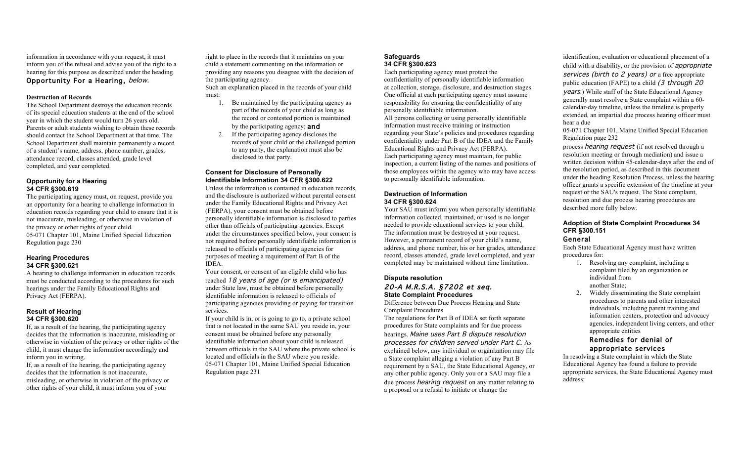information in accordance with your request, it must inform you of the refusal and advise you of the right to a hearing for this purpose as described under the heading **Opportunity For a Hearing,** *below.*

**Destruction of Records**

The School Department destroys the education records of its special education students at the end of the school year in which the student would turn 26 years old. Parents or adult students wishing to obtain these records should contact the School Department at that time. The School Department shall maintain permanently a record of a student's name, address, phone number, grades, attendance record, classes attended, grade level completed, and year completed.

### Opportunity for a Hearing 34 CFR §300.619

The participating agency must, on request, provide you an opportunity for a hearing to challenge information in education records regarding your child to ensure that it is not inaccurate, misleading, or otherwise in violation of the privacy or other rights of your child.

05-071 Chapter 101, Maine Unified Special Education Regulation page 230

### Hearing Procedures 34 CFR §300.621

A hearing to challenge information in education records must be conducted according to the procedures for such hearings under the Family Educational Rights and Privacy Act (FERPA).

### Result of Hearing 34 CFR §300.620

If, as a result of the hearing, the participating agency decides that the information is inaccurate, misleading or otherwise in violation of the privacy or other rights of the child, it must change the information accordingly and inform you in writing.

If, as a result of the hearing, the participating agency decides that the information is not inaccurate, misleading, or otherwise in violation of the privacy or other rights of your child, it must inform you of your right to place in the records that it maintains on your child a statement commenting on the information or providing any reasons you disagree with the decision of the participating agency.

Such an explanation placed in the records of your child must:

1. Be maintained by the participating agency as part of the records of your child as long as the record or contested portion is maintained by the participating agency; **and**
2. If the participating agency discloses the records of your child or the challenged portion to any party, the explanation must also be disclosed to that party.

### Consent for Disclosure of Personally Identifiable Information 34 CFR §300.622

Unless the information is contained in education records, and the disclosure is authorized without parental consent under the Family Educational Rights and Privacy Act (FERPA), your consent must be obtained before personally identifiable information is disclosed to parties other than officials of participating agencies. Except under the circumstances specified below, your consent is not required before personally identifiable information is released to officials of participating agencies for purposes of meeting a requirement of Part B of the IDEA.

Your consent, or consent of an eligible child who has reached *18 years of age (or is emancipated)* under State law, must be obtained before personally identifiable information is released to officials of participating agencies providing or paying for transition services.

If your child is in, or is going to go to, a private school that is not located in the same SAU you reside in, your consent must be obtained before any personally identifiable information about your child is released between officials in the SAU where the private school is located and officials in the SAU where you reside.

05-071 Chapter 101, Maine Unified Special Education Regulation page 231

### Safeguards 34 CFR §300.623

Each participating agency must protect the confidentiality of personally identifiable information at collection, storage, disclosure, and destruction stages. One official at each participating agency must assume responsibility for ensuring the confidentiality of any personally identifiable information.

All persons collecting or using personally identifiable information must receive training or instruction regarding your State's policies and procedures regarding confidentiality under Part B of the IDEA and the Family Educational Rights and Privacy Act (FERPA).

Each participating agency must maintain, for public inspection, a current listing of the names and positions of those employees within the agency who may have access to personally identifiable information.

### Destruction of Information 34 CFR §300.624

Your SAU must inform you when personally identifiable information collected, maintained, or used is no longer needed to provide educational services to your child. The information must be destroyed at your request. However, a permanent record of your child's name, address, and phone number, his or her grades, attendance record, classes attended, grade level completed, and year completed may be maintained without time limitation.

## Dispute resolution

*20-A M.R.S.A. §7202 et seq.*

### State Complaint Procedures

Difference between Due Process Hearing and State Complaint Procedures

The regulations for Part B of IDEA set forth separate procedures for State complaints and for due process hearings. *Maine uses Part B dispute resolution processes for children served under Part C.* As explained below, any individual or organization may file a State complaint alleging a violation of any Part B requirement by a SAU, the State Educational Agency, or any other public agency. Only you or a SAU may file a due process *hearing request* on any matter relating to a proposal or a refusal to initiate or change the identification, evaluation or educational placement of a child with a disability, or the provision of *appropriate services (birth to 2 years) or* a free appropriate public education (FAPE) to a child *(3 through 20 years.*) While staff of the State Educational Agency generally must resolve a State complaint within a 60-calendar-day timeline, unless the timeline is properly extended, an impartial due process hearing officer must hear a due

05-071 Chapter 101, Maine Unified Special Education Regulation page 232

process *hearing request* (if not resolved through a resolution meeting or through mediation) and issue a written decision within 45-calendar-days after the end of the resolution period, as described in this document under the heading Resolution Process, unless the hearing officer grants a specific extension of the timeline at your request or the SAU's request. The State complaint, resolution and due process hearing procedures are described more fully below.

### Adoption of State Complaint Procedures 34 CFR §300.151

#### General

Each State Educational Agency must have written procedures for:

1. Resolving any complaint, including a complaint filed by an organization or individual from another State;
2. Widely disseminating the State complaint procedures to parents and other interested individuals, including parent training and information centers, protection and advocacy agencies, independent living centers, and other appropriate entities

#### Remedies for denial of appropriate services

In resolving a State complaint in which the State Educational Agency has found a failure to provide appropriate services, the State Educational Agency must address: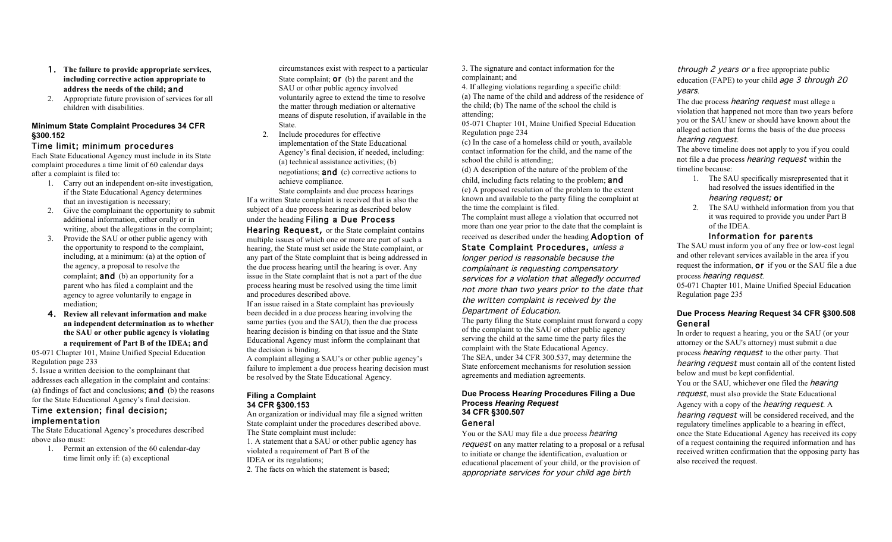1. **The failure to provide appropriate services, including corrective action appropriate to address the needs of the child; and**
2. Appropriate future provision of services for all children with disabilities.

**Minimum State Complaint Procedures 34 CFR §300.152**

### Time limit; minimum procedures

Each State Educational Agency must include in its State complaint procedures a time limit of 60 calendar days after a complaint is filed to:

1. Carry out an independent on-site investigation, if the State Educational Agency determines that an investigation is necessary;
2. Give the complainant the opportunity to submit additional information, either orally or in writing, about the allegations in the complaint;
3. Provide the SAU or other public agency with the opportunity to respond to the complaint, including, at a minimum: (a) at the option of the agency, a proposal to resolve the complaint; **and** (b) an opportunity for a parent who has filed a complaint and the agency to agree voluntarily to engage in mediation;
4. **Review all relevant information and make an independent determination as to whether the SAU or other public agency is violating a requirement of Part B of the IDEA; and**

05-071 Chapter 101, Maine Unified Special Education Regulation page 233

5. Issue a written decision to the complainant that addresses each allegation in the complaint and contains: (a) findings of fact and conclusions; **and** (b) the reasons for the State Educational Agency's final decision.

### Time extension; final decision; implementation

The State Educational Agency's procedures described above also must:

1. Permit an extension of the 60 calendar-day time limit only if: (a) exceptional circumstances exist with respect to a particular State complaint; **or** (b) the parent and the SAU or other public agency involved voluntarily agree to extend the time to resolve the matter through mediation or alternative means of dispute resolution, if available in the State.
2. Include procedures for effective implementation of the State Educational Agency's final decision, if needed, including: (a) technical assistance activities; (b) negotiations; **and** (c) corrective actions to achieve compliance.

State complaints and due process hearings

If a written State complaint is received that is also the subject of a due process hearing as described below under the heading **Filing a Due Process Hearing Request,** or the State complaint contains multiple issues of which one or more are part of such a hearing, the State must set aside the State complaint, or any part of the State complaint that is being addressed in the due process hearing until the hearing is over. Any issue in the State complaint that is not a part of the due process hearing must be resolved using the time limit and procedures described above.

If an issue raised in a State complaint has previously been decided in a due process hearing involving the same parties (you and the SAU), then the due process hearing decision is binding on that issue and the State Educational Agency must inform the complainant that the decision is binding.

A complaint alleging a SAU's or other public agency's failure to implement a due process hearing decision must be resolved by the State Educational Agency.

**Filing a Complaint**
**34 CFR §300.153**

An organization or individual may file a signed written State complaint under the procedures described above. The State complaint must include:

1. A statement that a SAU or other public agency has violated a requirement of Part B of the IDEA or its regulations;
2. The facts on which the statement is based;
3. The signature and contact information for the complainant; and
4. If alleging violations regarding a specific child:

(a) The name of the child and address of the residence of the child; (b) The name of the school the child is attending;

05-071 Chapter 101, Maine Unified Special Education Regulation page 234

(c) In the case of a homeless child or youth, available contact information for the child, and the name of the school the child is attending;

(d) A description of the nature of the problem of the child, including facts relating to the problem; **and**

(e) A proposed resolution of the problem to the extent known and available to the party filing the complaint at the time the complaint is filed.

The complaint must allege a violation that occurred not more than one year prior to the date that the complaint is received as described under the heading **Adoption of State Complaint Procedures,** *unless a longer period is reasonable because the complainant is requesting compensatory services for a violation that allegedly occurred not more than two years prior to the date that the written complaint is received by the Department of Education.*

The party filing the State complaint must forward a copy of the complaint to the SAU or other public agency serving the child at the same time the party files the complaint with the State Educational Agency.

The SEA, under 34 CFR 300.537, may determine the State enforcement mechanisms for resolution session agreements and mediation agreements.

**Due Process *Hearing* Procedures Filing a Due Process *Hearing Request***
**34 CFR §300.507**

### General

You or the SAU may file a due process *hearing request* on any matter relating to a proposal or a refusal to initiate or change the identification, evaluation or educational placement of your child, or the provision of *appropriate services for your child age birth through 2 years or* a free appropriate public education (FAPE) to your child *age 3 through 20 years.*

The due process *hearing request* must allege a violation that happened not more than two years before you or the SAU knew or should have known about the alleged action that forms the basis of the due process *hearing request.*

The above timeline does not apply to you if you could not file a due process *hearing request* within the timeline because:

1. The SAU specifically misrepresented that it had resolved the issues identified in the *hearing request;* **or**
2. The SAU withheld information from you that it was required to provide you under Part B of the IDEA.

### Information for parents

The SAU must inform you of any free or low-cost legal and other relevant services available in the area if you request the information, **or** if you or the SAU file a due process *hearing request.*

05-071 Chapter 101, Maine Unified Special Education Regulation page 235

**Due Process *Hearing* Request 34 CFR §300.508**

### General

In order to request a hearing, you or the SAU (or your attorney or the SAU's attorney) must submit a due process *hearing request* to the other party. That *hearing request* must contain all of the content listed below and must be kept confidential.

You or the SAU, whichever one filed the *hearing request*, must also provide the State Educational Agency with a copy of the *hearing request.* A *hearing request* will be considered received, and the regulatory timelines applicable to a hearing in effect, once the State Educational Agency has received its copy of a request containing the required information and has received written confirmation that the opposing party has also received the request.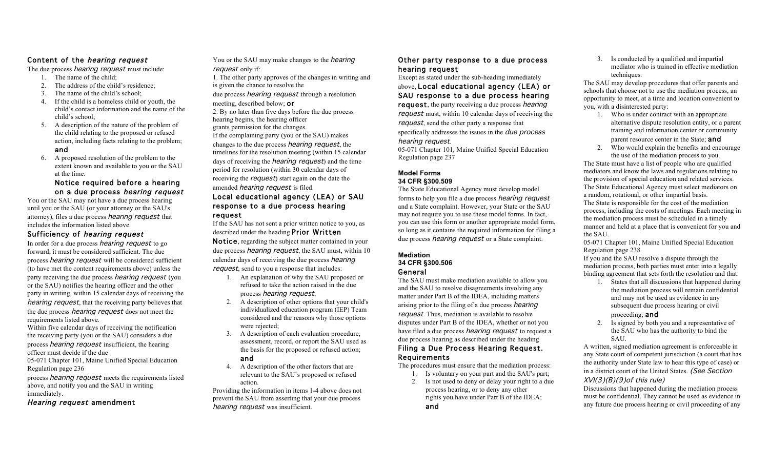### Content of the *hearing request*

The due process *hearing request* must include:

1. The name of the child;
2. The address of the child's residence;
3. The name of the child's school;
4. If the child is a homeless child or youth, the child's contact information and the name of the child's school;
5. A description of the nature of the problem of the child relating to the proposed or refused action, including facts relating to the problem; **and**
6. A proposed resolution of the problem to the extent known and available to you or the SAU at the time.

### Notice required before a hearing on a due process *hearing request*

You or the SAU may not have a due process hearing until you or the SAU (or your attorney or the SAU's attorney), files a due process *hearing request* that includes the information listed above.

### Sufficiency of *hearing request*

In order for a due process *hearing request* to go forward, it must be considered sufficient. The due process *hearing request* will be considered sufficient (to have met the content requirements above) unless the party receiving the due process *hearing request* (you or the SAU) notifies the hearing officer and the other party in writing, within 15 calendar days of receiving the *hearing request*, that the receiving party believes that the due process *hearing request* does not meet the requirements listed above.

Within five calendar days of receiving the notification the receiving party (you or the SAU) considers a due process *hearing request* insufficient, the hearing officer must decide if the due

05-071 Chapter 101, Maine Unified Special Education Regulation page 236

process *hearing request* meets the requirements listed above, and notify you and the SAU in writing immediately.

### *Hearing request* amendment

You or the SAU may make changes to the *hearing request* only if:

1. The other party approves of the changes in writing and is given the chance to resolve the due process *hearing request* through a resolution meeting, described below; **or**
2. By no later than five days before the due process hearing begins, the hearing officer grants permission for the changes.

If the complaining party (you or the SAU) makes changes to the due process *hearing request*, the timelines for the resolution meeting (within 15 calendar days of receiving the *hearing request*) and the time period for resolution (within 30 calendar days of receiving the *request*) start again on the date the amended *hearing request* is filed.

### Local educational agency (LEA) or SAU response to a due process hearing request

If the SAU has not sent a prior written notice to you, as described under the heading **Prior Written Notice**, regarding the subject matter contained in your due process *hearing request*, the SAU must, within 10 calendar days of receiving the due process *hearing request*, send to you a response that includes:

1. An explanation of why the SAU proposed or refused to take the action raised in the due process *hearing request*;
2. A description of other options that your child's individualized education program (IEP) Team considered and the reasons why those options were rejected;
3. A description of each evaluation procedure, assessment, record, or report the SAU used as the basis for the proposed or refused action; **and**
4. A description of the other factors that are relevant to the SAU's proposed or refused action.

Providing the information in items 1-4 above does not prevent the SAU from asserting that your due process *hearing request* was insufficient.

### Other party response to a due process hearing request

Except as stated under the sub-heading immediately above, **Local educational agency (LEA) or SAU response to a due process hearing request**, the party receiving a due process *hearing request* must, within 10 calendar days of receiving the *request*, send the other party a response that specifically addresses the issues in the *due process hearing request*.

05-071 Chapter 101, Maine Unified Special Education Regulation page 237

## Model Forms

**34 CFR §300.509**

The State Educational Agency must develop model forms to help you file a due process *hearing request* and a State complaint. However, your State or the SAU may not require you to use these model forms. In fact, you can use this form or another appropriate model form, so long as it contains the required information for filing a due process *hearing request* or a State complaint.

## Mediation

**34 CFR §300.506**

### General

The SAU must make mediation available to allow you and the SAU to resolve disagreements involving any matter under Part B of the IDEA, including matters arising prior to the filing of a due process *hearing request*. Thus, mediation is available to resolve disputes under Part B of the IDEA, whether or not you have filed a due process *hearing request* to request a due process hearing as described under the heading **Filing a Due Process Hearing Request.**

### Requirements

The procedures must ensure that the mediation process:

1. Is voluntary on your part and the SAU's part;
2. Is not used to deny or delay your right to a due process hearing, or to deny any other rights you have under Part B of the IDEA; **and**
3. Is conducted by a qualified and impartial mediator who is trained in effective mediation techniques.

The SAU may develop procedures that offer parents and schools that choose not to use the mediation process, an opportunity to meet, at a time and location convenient to you, with a disinterested party:

1. Who is under contract with an appropriate alternative dispute resolution entity, or a parent training and information center or community parent resource center in the State; **and**
2. Who would explain the benefits and encourage the use of the mediation process to you.

The State must have a list of people who are qualified mediators and know the laws and regulations relating to the provision of special education and related services. The State Educational Agency must select mediators on a random, rotational, or other impartial basis.

The State is responsible for the cost of the mediation process, including the costs of meetings. Each meeting in the mediation process must be scheduled in a timely manner and held at a place that is convenient for you and the SAU.

05-071 Chapter 101, Maine Unified Special Education Regulation page 238

If you and the SAU resolve a dispute through the mediation process, both parties must enter into a legally binding agreement that sets forth the resolution and that:

1. States that all discussions that happened during the mediation process will remain confidential and may not be used as evidence in any subsequent due process hearing or civil proceeding; **and**
2. Is signed by both you and a representative of the SAU who has the authority to bind the SAU.

A written, signed mediation agreement is enforceable in any State court of competent jurisdiction (a court that has the authority under State law to hear this type of case) or in a district court of the United States. *(See Section XVI(3)(B)(9)of this rule)*

Discussions that happened during the mediation process must be confidential. They cannot be used as evidence in any future due process hearing or civil proceeding of any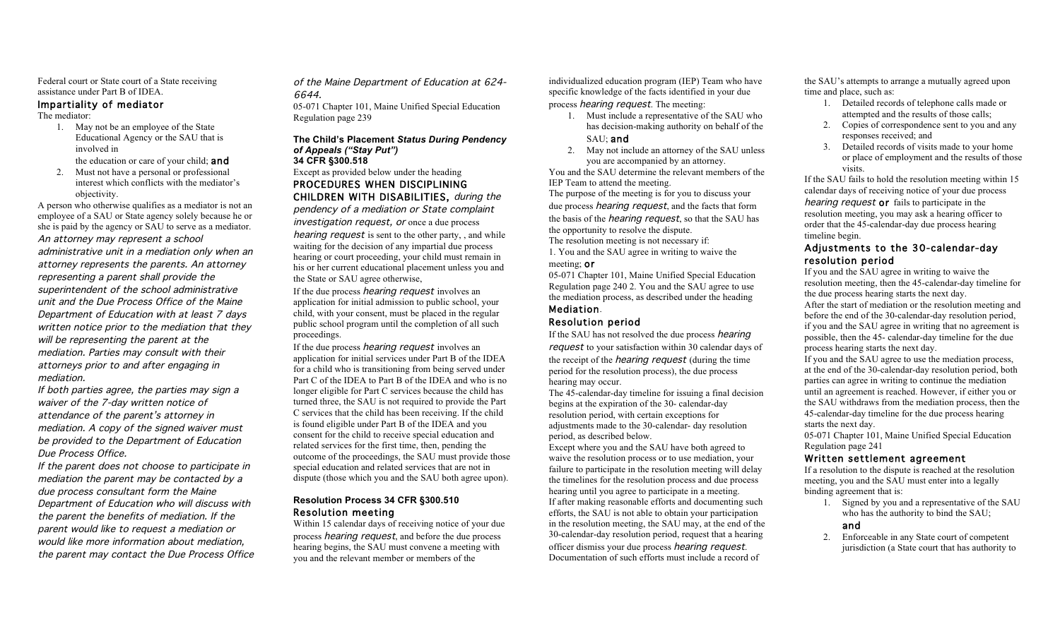Federal court or State court of a State receiving assistance under Part B of IDEA.

### Impartiality of mediator

The mediator:

1. May not be an employee of the State Educational Agency or the SAU that is involved in the education or care of your child; **and**
2. Must not have a personal or professional interest which conflicts with the mediator's objectivity.

A person who otherwise qualifies as a mediator is not an employee of a SAU or State agency solely because he or she is paid by the agency or SAU to serve as a mediator.

*An attorney may represent a school administrative unit in a mediation only when an attorney represents the parents. An attorney representing a parent shall provide the superintendent of the school administrative unit and the Due Process Office of the Maine Department of Education with at least 7 days written notice prior to the mediation that they will be representing the parent at the mediation. Parties may consult with their attorneys prior to and after engaging in mediation.*

*If both parties agree, the parties may sign a waiver of the 7-day written notice of attendance of the parent's attorney in mediation. A copy of the signed waiver must be provided to the Department of Education Due Process Office.*

*If the parent does not choose to participate in mediation the parent may be contacted by a due process consultant form the Maine Department of Education who will discuss with the parent the benefits of mediation. If the parent would like to request a mediation or would like more information about mediation, the parent may contact the Due Process Office of the Maine Department of Education at 624-6644.*

05-071 Chapter 101, Maine Unified Special Education Regulation page 239

## The Child's Placement *Status During Pendency of Appeals ("Stay Put")*

**34 CFR §300.518**

Except as provided below under the heading **PROCEDURES WHEN DISCIPLINING CHILDREN WITH DISABILITIES,** *during the pendency of a mediation or State complaint investigation request, or* once a due process *hearing request* is sent to the other party, , and while waiting for the decision of any impartial due process hearing or court proceeding, your child must remain in his or her current educational placement unless you and the State or SAU agree otherwise,

If the due process *hearing request* involves an application for initial admission to public school, your child, with your consent, must be placed in the regular public school program until the completion of all such proceedings.

If the due process *hearing request* involves an application for initial services under Part B of the IDEA for a child who is transitioning from being served under Part C of the IDEA to Part B of the IDEA and who is no longer eligible for Part C services because the child has turned three, the SAU is not required to provide the Part C services that the child has been receiving. If the child is found eligible under Part B of the IDEA and you consent for the child to receive special education and related services for the first time, then, pending the outcome of the proceedings, the SAU must provide those special education and related services that are not in dispute (those which you and the SAU both agree upon).

## Resolution Process 34 CFR §300.510

### Resolution meeting

Within 15 calendar days of receiving notice of your due process *hearing request*, and before the due process hearing begins, the SAU must convene a meeting with you and the relevant member or members of the individualized education program (IEP) Team who have specific knowledge of the facts identified in your due process *hearing request*. The meeting:

1. Must include a representative of the SAU who has decision-making authority on behalf of the SAU; **and**
2. May not include an attorney of the SAU unless you are accompanied by an attorney.

You and the SAU determine the relevant members of the IEP Team to attend the meeting.

The purpose of the meeting is for you to discuss your due process *hearing request*, and the facts that form the basis of the *hearing request*, so that the SAU has the opportunity to resolve the dispute.

The resolution meeting is not necessary if:

1. You and the SAU agree in writing to waive the meeting; **or**

05-071 Chapter 101, Maine Unified Special Education Regulation page 240

2. You and the SAU agree to use the mediation process, as described under the heading **Mediation**.

### Resolution period

If the SAU has not resolved the due process *hearing request* to your satisfaction within 30 calendar days of the receipt of the *hearing request* (during the time period for the resolution process), the due process hearing may occur.

The 45-calendar-day timeline for issuing a final decision begins at the expiration of the 30- calendar-day resolution period, with certain exceptions for adjustments made to the 30-calendar- day resolution period, as described below.

Except where you and the SAU have both agreed to waive the resolution process or to use mediation, your failure to participate in the resolution meeting will delay the timelines for the resolution process and due process hearing until you agree to participate in a meeting.

If after making reasonable efforts and documenting such efforts, the SAU is not able to obtain your participation in the resolution meeting, the SAU may, at the end of the 30-calendar-day resolution period, request that a hearing officer dismiss your due process *hearing request*. Documentation of such efforts must include a record of the SAU's attempts to arrange a mutually agreed upon time and place, such as:

1. Detailed records of telephone calls made or attempted and the results of those calls;
2. Copies of correspondence sent to you and any responses received; and
3. Detailed records of visits made to your home or place of employment and the results of those visits.

If the SAU fails to hold the resolution meeting within 15 calendar days of receiving notice of your due process *hearing request* **or** fails to participate in the resolution meeting, you may ask a hearing officer to order that the 45-calendar-day due process hearing timeline begin.

### Adjustments to the 30-calendar-day resolution period

If you and the SAU agree in writing to waive the resolution meeting, then the 45-calendar-day timeline for the due process hearing starts the next day.

After the start of mediation or the resolution meeting and before the end of the 30-calendar-day resolution period, if you and the SAU agree in writing that no agreement is possible, then the 45- calendar-day timeline for the due process hearing starts the next day.

If you and the SAU agree to use the mediation process, at the end of the 30-calendar-day resolution period, both parties can agree in writing to continue the mediation until an agreement is reached. However, if either you or the SAU withdraws from the mediation process, then the 45-calendar-day timeline for the due process hearing starts the next day.

05-071 Chapter 101, Maine Unified Special Education Regulation page 241

### Written settlement agreement

If a resolution to the dispute is reached at the resolution meeting, you and the SAU must enter into a legally binding agreement that is:

1. Signed by you and a representative of the SAU who has the authority to bind the SAU; **and**
2. Enforceable in any State court of competent jurisdiction (a State court that has authority to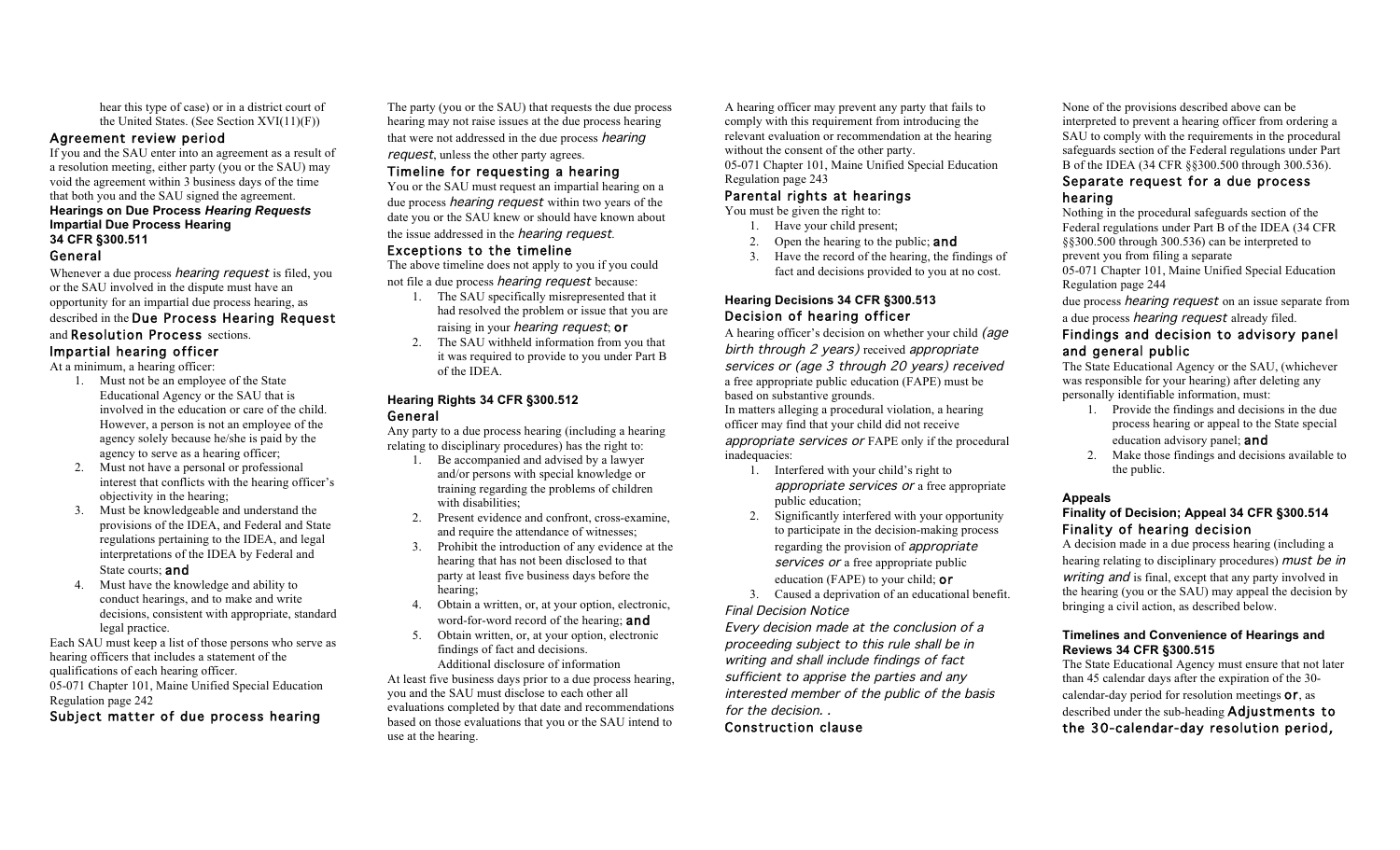hear this type of case) or in a district court of the United States. (See Section XVI(11)(F))

### Agreement review period

If you and the SAU enter into an agreement as a result of a resolution meeting, either party (you or the SAU) may void the agreement within 3 business days of the time that both you and the SAU signed the agreement.

**Hearings on Due Process *Hearing Requests***
**Impartial Due Process Hearing**
**34 CFR §300.511**

### General

Whenever a due process *hearing request* is filed, you or the SAU involved in the dispute must have an opportunity for an impartial due process hearing, as described in the **Due Process Hearing Request** and **Resolution Process** sections.

### Impartial hearing officer

At a minimum, a hearing officer:

1. Must not be an employee of the State Educational Agency or the SAU that is involved in the education or care of the child. However, a person is not an employee of the agency solely because he/she is paid by the agency to serve as a hearing officer;
2. Must not have a personal or professional interest that conflicts with the hearing officer's objectivity in the hearing;
3. Must be knowledgeable and understand the provisions of the IDEA, and Federal and State regulations pertaining to the IDEA, and legal interpretations of the IDEA by Federal and State courts; **and**
4. Must have the knowledge and ability to conduct hearings, and to make and write decisions, consistent with appropriate, standard legal practice.

Each SAU must keep a list of those persons who serve as hearing officers that includes a statement of the qualifications of each hearing officer.

05-071 Chapter 101, Maine Unified Special Education Regulation page 242

### Subject matter of due process hearing

The party (you or the SAU) that requests the due process hearing may not raise issues at the due process hearing that were not addressed in the due process *hearing request*, unless the other party agrees.

### Timeline for requesting a hearing

You or the SAU must request an impartial hearing on a due process *hearing request* within two years of the date you or the SAU knew or should have known about the issue addressed in the *hearing request*.

### Exceptions to the timeline

The above timeline does not apply to you if you could not file a due process *hearing request* because:

1. The SAU specifically misrepresented that it had resolved the problem or issue that you are raising in your *hearing request*; **or**
2. The SAU withheld information from you that it was required to provide to you under Part B of the IDEA.

**Hearing Rights 34 CFR §300.512**

### General

Any party to a due process hearing (including a hearing relating to disciplinary procedures) has the right to:

1. Be accompanied and advised by a lawyer and/or persons with special knowledge or training regarding the problems of children with disabilities;
2. Present evidence and confront, cross-examine, and require the attendance of witnesses;
3. Prohibit the introduction of any evidence at the hearing that has not been disclosed to that party at least five business days before the hearing;
4. Obtain a written, or, at your option, electronic, word-for-word record of the hearing; **and**
5. Obtain written, or, at your option, electronic findings of fact and decisions.

Additional disclosure of information

At least five business days prior to a due process hearing, you and the SAU must disclose to each other all evaluations completed by that date and recommendations based on those evaluations that you or the SAU intend to use at the hearing.

A hearing officer may prevent any party that fails to comply with this requirement from introducing the relevant evaluation or recommendation at the hearing without the consent of the other party.

05-071 Chapter 101, Maine Unified Special Education Regulation page 243

### Parental rights at hearings

You must be given the right to:

1. Have your child present;
2. Open the hearing to the public; **and**
3. Have the record of the hearing, the findings of fact and decisions provided to you at no cost.

**Hearing Decisions 34 CFR §300.513**

### Decision of hearing officer

A hearing officer's decision on whether your child *(age birth through 2 years)* received *appropriate services or (age 3 through 20 years) received* a free appropriate public education (FAPE) must be based on substantive grounds.

In matters alleging a procedural violation, a hearing officer may find that your child did not receive *appropriate services or* FAPE only if the procedural inadequacies:

1. Interfered with your child's right to *appropriate services or* a free appropriate public education;
2. Significantly interfered with your opportunity to participate in the decision-making process regarding the provision of *appropriate services or* a free appropriate public education (FAPE) to your child; **or**
3. Caused a deprivation of an educational benefit.

*Final Decision Notice*

*Every decision made at the conclusion of a proceeding subject to this rule shall be in writing and shall include findings of fact sufficient to apprise the parties and any interested member of the public of the basis for the decision. .*

### Construction clause

None of the provisions described above can be interpreted to prevent a hearing officer from ordering a SAU to comply with the requirements in the procedural safeguards section of the Federal regulations under Part B of the IDEA (34 CFR §§300.500 through 300.536).

### Separate request for a due process hearing

Nothing in the procedural safeguards section of the Federal regulations under Part B of the IDEA (34 CFR §§300.500 through 300.536) can be interpreted to prevent you from filing a separate

05-071 Chapter 101, Maine Unified Special Education Regulation page 244

due process *hearing request* on an issue separate from a due process *hearing request* already filed.

### Findings and decision to advisory panel and general public

The State Educational Agency or the SAU, (whichever was responsible for your hearing) after deleting any personally identifiable information, must:

1. Provide the findings and decisions in the due process hearing or appeal to the State special education advisory panel; **and**
2. Make those findings and decisions available to the public.

**Appeals**
**Finality of Decision; Appeal 34 CFR §300.514**

### Finality of hearing decision

A decision made in a due process hearing (including a hearing relating to disciplinary procedures) *must be in writing and* is final, except that any party involved in the hearing (you or the SAU) may appeal the decision by bringing a civil action, as described below.

**Timelines and Convenience of Hearings and Reviews 34 CFR §300.515**

The State Educational Agency must ensure that not later than 45 calendar days after the expiration of the 30-calendar-day period for resolution meetings **or**, as described under the sub-heading **Adjustments to the 30-calendar-day resolution period,**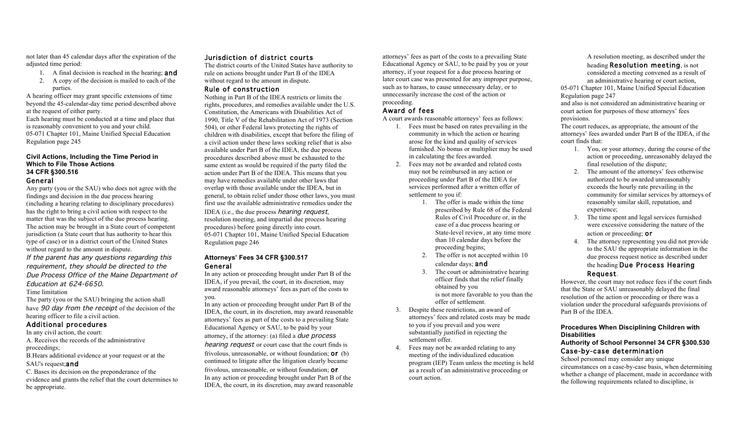not later than 45 calendar days after the expiration of the adjusted time period:

1. A final decision is reached in the hearing; **and**
2. A copy of the decision is mailed to each of the parties.

A hearing officer may grant specific extensions of time beyond the 45-calendar-day time period described above at the request of either party.

Each hearing must be conducted at a time and place that is reasonably convenient to you and your child.

05-071 Chapter 101, Maine Unified Special Education Regulation page 245

### Civil Actions, Including the Time Period in Which to File Those Actions 34 CFR §300.516

#### General

Any party (you or the SAU) who does not agree with the findings and decision in the due process hearing (including a hearing relating to disciplinary procedures) has the right to bring a civil action with respect to the matter that was the subject of the due process hearing. The action may be brought in a State court of competent jurisdiction (a State court that has authority to hear this type of case) or in a district court of the United States without regard to the amount in dispute.

*If the parent has any questions regarding this requirement, they should be directed to the Due Process Office of the Maine Department of Education at 624-6650.*

Time limitation

The party (you or the SAU) bringing the action shall have *90 day from the receipt* of the decision of the hearing officer to file a civil action.

#### Additional procedures

In any civil action, the court:

A. Receives the records of the administrative proceedings;

B. Hears additional evidence at your request or at the SAU's request; **and**

C. Bases its decision on the preponderance of the evidence and grants the relief that the court determines to be appropriate.

#### Jurisdiction of district courts

The district courts of the United States have authority to rule on actions brought under Part B of the IDEA without regard to the amount in dispute.

#### Rule of construction

Nothing in Part B of the IDEA restricts or limits the rights, procedures, and remedies available under the U.S. Constitution, the Americans with Disabilities Act of 1990, Title V of the Rehabilitation Act of 1973 (Section 504), or other Federal laws protecting the rights of children with disabilities, except that before the filing of a civil action under these laws seeking relief that is also available under Part B of the IDEA, the due process procedures described above must be exhausted to the same extent as would be required if the party filed the action under Part B of the IDEA. This means that you may have remedies available under other laws that overlap with those available under the IDEA, but in general, to obtain relief under those other laws, you must first use the available administrative remedies under the IDEA (i.e., the due process *hearing request*, resolution meeting, and impartial due process hearing procedures) before going directly into court.

05-071 Chapter 101, Maine Unified Special Education Regulation page 246

### Attorneys' Fees 34 CFR §300.517

#### General

In any action or proceeding brought under Part B of the IDEA, if you prevail, the court, in its discretion, may award reasonable attorneys' fees as part of the costs to you.

In any action or proceeding brought under Part B of the IDEA, the court, in its discretion, may award reasonable attorneys' fees as part of the costs to a prevailing State Educational Agency or SAU, to be paid by your attorney, if the attorney: (a) filed a *due process hearing request* or court case that the court finds is frivolous, unreasonable, or without foundation; **or** (b) continued to litigate after the litigation clearly became frivolous, unreasonable, or without foundation; **or**

In any action or proceeding brought under Part B of the IDEA, the court, in its discretion, may award reasonable attorneys' fees as part of the costs to a prevailing State Educational Agency or SAU, to be paid by you or your attorney, if your request for a due process hearing or later court case was presented for any improper purpose, such as to harass, to cause unnecessary delay, or to unnecessarily increase the cost of the action or proceeding.

#### Award of fees

A court awards reasonable attorneys' fees as follows:

1. Fees must be based on rates prevailing in the community in which the action or hearing arose for the kind and quality of services furnished. No bonus or multiplier may be used in calculating the fees awarded.
2. Fees may not be awarded and related costs may not be reimbursed in any action or proceeding under Part B of the IDEA for services performed after a written offer of settlement to you if:
   1. The offer is made within the time prescribed by Rule 68 of the Federal Rules of Civil Procedure or, in the case of a due process hearing or State-level review, at any time more than 10 calendar days before the proceeding begins;
   2. The offer is not accepted within 10 calendar days; **and**
   3. The court or administrative hearing officer finds that the relief finally obtained by you is not more favorable to you than the offer of settlement.
3. Despite these restrictions, an award of attorneys' fees and related costs may be made to you if you prevail and you were substantially justified in rejecting the settlement offer.
4. Fees may not be awarded relating to any meeting of the individualized education program (IEP) Team unless the meeting is held as a result of an administrative proceeding or court action.

   A resolution meeting, as described under the heading **Resolution meeting**, is not considered a meeting convened as a result of an administrative hearing or court action,

05-071 Chapter 101, Maine Unified Special Education Regulation page 247

and also is not considered an administrative hearing or court action for purposes of these attorneys' fees provisions.

The court reduces, as appropriate, the amount of the attorneys' fees awarded under Part B of the IDEA, if the court finds that:

1. You, or your attorney, during the course of the action or proceeding, unreasonably delayed the final resolution of the dispute;
2. The amount of the attorneys' fees otherwise authorized to be awarded unreasonably exceeds the hourly rate prevailing in the community for similar services by attorneys of reasonably similar skill, reputation, and experience;
3. The time spent and legal services furnished were excessive considering the nature of the action or proceeding; **or**
4. The attorney representing you did not provide to the SAU the appropriate information in the due process request notice as described under the heading **Due Process Hearing Request**.

However, the court may not reduce fees if the court finds that the State or SAU unreasonably delayed the final resolution of the action or proceeding or there was a violation under the procedural safeguards provisions of Part B of the IDEA.

### Procedures When Disciplining Children with Disabilities

### Authority of School Personnel 34 CFR §300.530

#### Case-by-case determination

School personnel may consider any unique circumstances on a case-by-case basis, when determining whether a change of placement, made in accordance with the following requirements related to discipline, is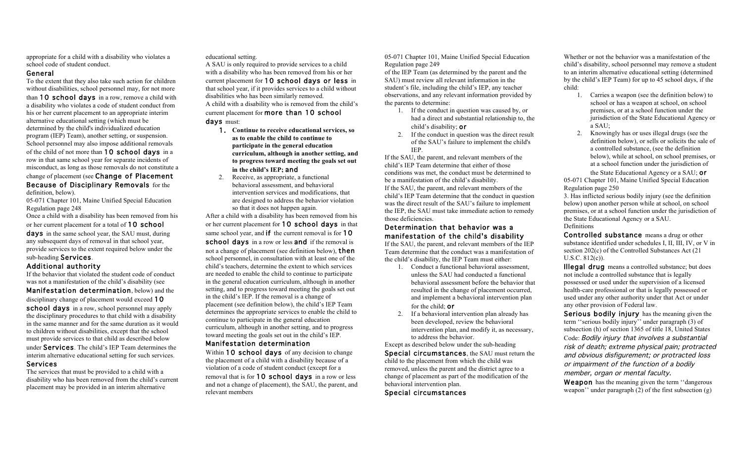appropriate for a child with a disability who violates a school code of student conduct.

### General

To the extent that they also take such action for children without disabilities, school personnel may, for not more than **10 school days** in a row, remove a child with a disability who violates a code of student conduct from his or her current placement to an appropriate interim alternative educational setting (which must be determined by the child's individualized education program (IEP) Team), another setting, or suspension. School personnel may also impose additional removals of the child of not more than **10 school days** in a row in that same school year for separate incidents of misconduct, as long as those removals do not constitute a change of placement (see **Change of Placement Because of Disciplinary Removals** for the definition, below).

05-071 Chapter 101, Maine Unified Special Education Regulation page 248

Once a child with a disability has been removed from his or her current placement for a total of **10 school days** in the same school year, the SAU must, during any subsequent days of removal in that school year, provide services to the extent required below under the sub-heading **Services**.

### Additional authority

If the behavior that violated the student code of conduct was not a manifestation of the child's disability (see **Manifestation determination**, below) and the disciplinary change of placement would exceed **10 school days** in a row, school personnel may apply the disciplinary procedures to that child with a disability in the same manner and for the same duration as it would to children without disabilities, except that the school must provide services to that child as described below under **Services**. The child's IEP Team determines the interim alternative educational setting for such services.

### Services

The services that must be provided to a child with a disability who has been removed from the child's current placement may be provided in an interim alternative educational setting.

A SAU is only required to provide services to a child with a disability who has been removed from his or her current placement for **10 school days or less** in that school year, if it provides services to a child without disabilities who has been similarly removed.

A child with a disability who is removed from the child's current placement for **more than 10 school days** must:

1. **Continue to receive educational services, so as to enable the child to continue to participate in the general education curriculum, although in another setting, and to progress toward meeting the goals set out in the child's IEP; and**
2. Receive, as appropriate, a functional behavioral assessment, and behavioral intervention services and modifications, that are designed to address the behavior violation so that it does not happen again.

After a child with a disability has been removed from his or her current placement for **10 school days** in that same school year, and **if** the current removal is for **10 school days** in a row or less **and** if the removal is not a change of placement (see definition below), **then** school personnel, in consultation with at least one of the child's teachers, determine the extent to which services are needed to enable the child to continue to participate in the general education curriculum, although in another setting, and to progress toward meeting the goals set out in the child's IEP. If the removal is a change of placement (see definition below), the child's IEP Team determines the appropriate services to enable the child to continue to participate in the general education curriculum, although in another setting, and to progress toward meeting the goals set out in the child's IEP.

### Manifestation determination

Within **10 school days** of any decision to change the placement of a child with a disability because of a violation of a code of student conduct (except for a removal that is for **10 school days** in a row or less and not a change of placement), the SAU, the parent, and relevant members

05-071 Chapter 101, Maine Unified Special Education Regulation page 249

of the IEP Team (as determined by the parent and the SAU) must review all relevant information in the student's file, including the child's IEP, any teacher observations, and any relevant information provided by the parents to determine:

1. If the conduct in question was caused by, or had a direct and substantial relationship to, the child's disability; **or**
2. If the conduct in question was the direct result of the SAU's failure to implement the child's IEP.

If the SAU, the parent, and relevant members of the child's IEP Team determine that either of those conditions was met, the conduct must be determined to be a manifestation of the child's disability.

If the SAU, the parent, and relevant members of the child's IEP Team determine that the conduct in question was the direct result of the SAU's failure to implement the IEP, the SAU must take immediate action to remedy those deficiencies.

### Determination that behavior was a manifestation of the child's disability

If the SAU, the parent, and relevant members of the IEP Team determine that the conduct was a manifestation of the child's disability, the IEP Team must either:

1. Conduct a functional behavioral assessment, unless the SAU had conducted a functional behavioral assessment before the behavior that resulted in the change of placement occurred, and implement a behavioral intervention plan for the child; **or**
2. If a behavioral intervention plan already has been developed, review the behavioral intervention plan, and modify it, as necessary, to address the behavior.

Except as described below under the sub-heading **Special circumstances**, the SAU must return the child to the placement from which the child was removed, unless the parent and the district agree to a change of placement as part of the modification of the behavioral intervention plan.

### Special circumstances

Whether or not the behavior was a manifestation of the child's disability, school personnel may remove a student to an interim alternative educational setting (determined by the child's IEP Team) for up to 45 school days, if the child:

1. Carries a weapon (see the definition below) to school or has a weapon at school, on school premises, or at a school function under the jurisdiction of the State Educational Agency or a SAU;
2. Knowingly has or uses illegal drugs (see the definition below), or sells or solicits the sale of a controlled substance, (see the definition below), while at school, on school premises, or at a school function under the jurisdiction of the State Educational Agency or a SAU; **or**

05-071 Chapter 101, Maine Unified Special Education Regulation page 250

3. Has inflicted serious bodily injury (see the definition below) upon another person while at school, on school premises, or at a school function under the jurisdiction of the State Educational Agency or a SAU.

Definitions

**Controlled substance** means a drug or other substance identified under schedules I, II, III, IV, or V in section 202(c) of the Controlled Substances Act (21 U.S.C. 812(c)).

**Illegal drug** means a controlled substance; but does not include a controlled substance that is legally possessed or used under the supervision of a licensed health-care professional or that is legally possessed or used under any other authority under that Act or under any other provision of Federal law.

**Serious bodily injury** has the meaning given the term ''serious bodily injury'' under paragraph (3) of subsection (h) of section 1365 of title 18, United States Code: *Bodily injury that involves a substantial risk of death; extreme physical pain; protracted and obvious disfigurement; or protracted loss or impairment of the function of a bodily member, organ or mental faculty.*

**Weapon** has the meaning given the term ''dangerous weapon'' under paragraph (2) of the first subsection (g)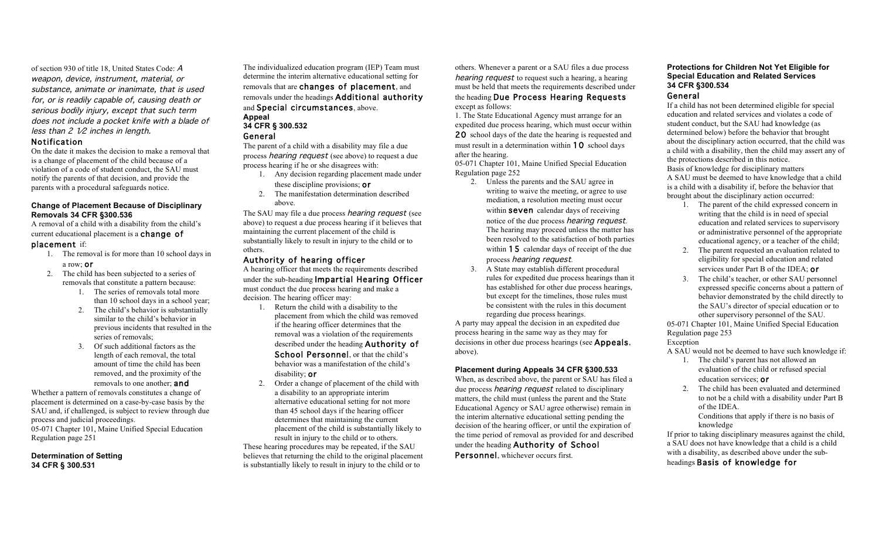of section 930 of title 18, United States Code: *A weapon, device, instrument, material, or substance, animate or inanimate, that is used for, or is readily capable of, causing death or serious bodily injury, except that such term does not include a pocket knife with a blade of less than 2 1/2 inches in length.*

### Notification

On the date it makes the decision to make a removal that is a change of placement of the child because of a violation of a code of student conduct, the SAU must notify the parents of that decision, and provide the parents with a procedural safeguards notice.

**Change of Placement Because of Disciplinary Removals 34 CFR §300.536**

A removal of a child with a disability from the child's current educational placement is a **change of placement** if:

1. The removal is for more than 10 school days in a row; **or**
2. The child has been subjected to a series of removals that constitute a pattern because:
    1. The series of removals total more than 10 school days in a school year;
    2. The child's behavior is substantially similar to the child's behavior in previous incidents that resulted in the series of removals;
    3. Of such additional factors as the length of each removal, the total amount of time the child has been removed, and the proximity of the removals to one another; **and**

Whether a pattern of removals constitutes a change of placement is determined on a case-by-case basis by the SAU and, if challenged, is subject to review through due process and judicial proceedings.

05-071 Chapter 101, Maine Unified Special Education Regulation page 251

**Determination of Setting**
**34 CFR § 300.531**

The individualized education program (IEP) Team must determine the interim alternative educational setting for removals that are **changes of placement**, and removals under the headings **Additional authority** and **Special circumstances**, above.

**Appeal**
**34 CFR § 300.532**

### General

The parent of a child with a disability may file a due process *hearing request* (see above) to request a due process hearing if he or she disagrees with:

1. Any decision regarding placement made under these discipline provisions; **or**
2. The manifestation determination described above.

The SAU may file a due process *hearing request* (see above) to request a due process hearing if it believes that maintaining the current placement of the child is substantially likely to result in injury to the child or to others.

### Authority of hearing officer

A hearing officer that meets the requirements described under the sub-heading **Impartial Hearing Officer** must conduct the due process hearing and make a decision. The hearing officer may:

1. Return the child with a disability to the placement from which the child was removed if the hearing officer determines that the removal was a violation of the requirements described under the heading **Authority of School Personnel**, or that the child's behavior was a manifestation of the child's disability; **or**
2. Order a change of placement of the child with a disability to an appropriate interim alternative educational setting for not more than 45 school days if the hearing officer determines that maintaining the current placement of the child is substantially likely to result in injury to the child or to others.

These hearing procedures may be repeated, if the SAU believes that returning the child to the original placement is substantially likely to result in injury to the child or to others. Whenever a parent or a SAU files a due process *hearing request* to request such a hearing, a hearing must be held that meets the requirements described under the heading **Due Process Hearing Requests** except as follows:

1. The State Educational Agency must arrange for an expedited due process hearing, which must occur within **20** school days of the date the hearing is requested and must result in a determination within **10** school days after the hearing.

05-071 Chapter 101, Maine Unified Special Education Regulation page 252

2. Unless the parents and the SAU agree in writing to waive the meeting, or agree to use mediation, a resolution meeting must occur within **seven** calendar days of receiving notice of the due process *hearing request*. The hearing may proceed unless the matter has been resolved to the satisfaction of both parties within **15** calendar days of receipt of the due process *hearing request*.
3. A State may establish different procedural rules for expedited due process hearings than it has established for other due process hearings, but except for the timelines, those rules must be consistent with the rules in this document regarding due process hearings.

A party may appeal the decision in an expedited due process hearing in the same way as they may for decisions in other due process hearings (see **Appeals**, above).

**Placement during Appeals 34 CFR §300.533**

When, as described above, the parent or SAU has filed a due process *hearing request* related to disciplinary matters, the child must (unless the parent and the State Educational Agency or SAU agree otherwise) remain in the interim alternative educational setting pending the decision of the hearing officer, or until the expiration of the time period of removal as provided for and described under the heading **Authority of School Personnel**, whichever occurs first.

**Protections for Children Not Yet Eligible for Special Education and Related Services**
**34 CFR §300.534**

### General

If a child has not been determined eligible for special education and related services and violates a code of student conduct, but the SAU had knowledge (as determined below) before the behavior that brought about the disciplinary action occurred, that the child was a child with a disability, then the child may assert any of the protections described in this notice.

Basis of knowledge for disciplinary matters

A SAU must be deemed to have knowledge that a child is a child with a disability if, before the behavior that brought about the disciplinary action occurred:

1. The parent of the child expressed concern in writing that the child is in need of special education and related services to supervisory or administrative personnel of the appropriate educational agency, or a teacher of the child;
2. The parent requested an evaluation related to eligibility for special education and related services under Part B of the IDEA; **or**
3. The child's teacher, or other SAU personnel expressed specific concerns about a pattern of behavior demonstrated by the child directly to the SAU's director of special education or to other supervisory personnel of the SAU.

05-071 Chapter 101, Maine Unified Special Education Regulation page 253

Exception

A SAU would not be deemed to have such knowledge if:

1. The child's parent has not allowed an evaluation of the child or refused special education services; **or**
2. The child has been evaluated and determined to not be a child with a disability under Part B of the IDEA.

   Conditions that apply if there is no basis of knowledge

If prior to taking disciplinary measures against the child, a SAU does not have knowledge that a child is a child with a disability, as described above under the sub-headings **Basis of knowledge for**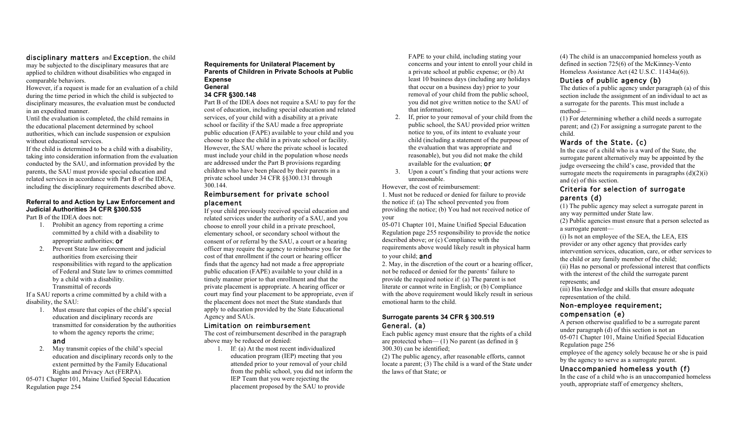**disciplinary matters** and **Exception**, the child may be subjected to the disciplinary measures that are applied to children without disabilities who engaged in comparable behaviors.

However, if a request is made for an evaluation of a child during the time period in which the child is subjected to disciplinary measures, the evaluation must be conducted in an expedited manner.

Until the evaluation is completed, the child remains in the educational placement determined by school authorities, which can include suspension or expulsion without educational services.

If the child is determined to be a child with a disability, taking into consideration information from the evaluation conducted by the SAU, and information provided by the parents, the SAU must provide special education and related services in accordance with Part B of the IDEA, including the disciplinary requirements described above.

**Referral to and Action by Law Enforcement and Judicial Authorities 34 CFR §300.535**

Part B of the IDEA does not:

1. Prohibit an agency from reporting a crime committed by a child with a disability to appropriate authorities; **or**
2. Prevent State law enforcement and judicial authorities from exercising their responsibilities with regard to the application of Federal and State law to crimes committed by a child with a disability.

Transmittal of records

If a SAU reports a crime committed by a child with a disability, the SAU:

1. Must ensure that copies of the child's special education and disciplinary records are transmitted for consideration by the authorities to whom the agency reports the crime; **and**
2. May transmit copies of the child's special education and disciplinary records only to the extent permitted by the Family Educational Rights and Privacy Act (FERPA).

**Requirements for Unilateral Placement by Parents of Children in Private Schools at Public Expense**
**General**
**34 CFR §300.148**

Part B of the IDEA does not require a SAU to pay for the cost of education, including special education and related services, of your child with a disability at a private school or facility if the SAU made a free appropriate public education (FAPE) available to your child and you choose to place the child in a private school or facility. However, the SAU where the private school is located must include your child in the population whose needs are addressed under the Part B provisions regarding children who have been placed by their parents in a private school under 34 CFR §§300.131 through 300.144.

### Reimbursement for private school placement

If your child previously received special education and related services under the authority of a SAU, and you choose to enroll your child in a private preschool, elementary school, or secondary school without the consent of or referral by the SAU, a court or a hearing officer may require the agency to reimburse you for the cost of that enrollment if the court or hearing officer finds that the agency had not made a free appropriate public education (FAPE) available to your child in a timely manner prior to that enrollment and that the private placement is appropriate. A hearing officer or court may find your placement to be appropriate, even if the placement does not meet the State standards that apply to education provided by the State Educational Agency and SAUs.

### Limitation on reimbursement

The cost of reimbursement described in the paragraph above may be reduced or denied:

1. If: (a) At the most recent individualized education program (IEP) meeting that you attended prior to your removal of your child from the public school, you did not inform the IEP Team that you were rejecting the placement proposed by the SAU to provide FAPE to your child, including stating your concerns and your intent to enroll your child in a private school at public expense; or (b) At least 10 business days (including any holidays that occur on a business day) prior to your removal of your child from the public school, you did not give written notice to the SAU of that information;
2. If, prior to your removal of your child from the public school, the SAU provided prior written notice to you, of its intent to evaluate your child (including a statement of the purpose of the evaluation that was appropriate and reasonable), but you did not make the child available for the evaluation; **or**
3. Upon a court's finding that your actions were unreasonable.

However, the cost of reimbursement:

1. Must not be reduced or denied for failure to provide the notice if: (a) The school prevented you from providing the notice; (b) You had not received notice of your responsibility to provide the notice described above; or (c) Compliance with the requirements above would likely result in physical harm to your child; **and**
2. May, in the discretion of the court or a hearing officer, not be reduced or denied for the parents' failure to provide the required notice if: (a) The parent is not literate or cannot write in English; or (b) Compliance with the above requirement would likely result in serious emotional harm to the child.

**Surrogate parents 34 CFR § 300.519**

### General. (a)

Each public agency must ensure that the rights of a child are protected when— (1) No parent (as defined in § 300.30) can be identified;
(2) The public agency, after reasonable efforts, cannot locate a parent; (3) The child is a ward of the State under the laws of that State; or
(4) The child is an unaccompanied homeless youth as defined in section 725(6) of the McKinney-Vento Homeless Assistance Act (42 U.S.C. 11434a(6)).

### Duties of public agency (b)

The duties of a public agency under paragraph (a) of this section include the assignment of an individual to act as a surrogate for the parents. This must include a method—
(1) For determining whether a child needs a surrogate parent; and (2) For assigning a surrogate parent to the child.

### Wards of the State. (c)

In the case of a child who is a ward of the State, the surrogate parent alternatively may be appointed by the judge overseeing the child's case, provided that the surrogate meets the requirements in paragraphs (d)(2)(i) and (e) of this section.

### Criteria for selection of surrogate parents (d)

(1) The public agency may select a surrogate parent in any way permitted under State law.
(2) Public agencies must ensure that a person selected as a surrogate parent—
(i) Is not an employee of the SEA, the LEA, EIS provider or any other agency that provides early intervention services, education, care, or other services to the child or any family member of the child;
(ii) Has no personal or professional interest that conflicts with the interest of the child the surrogate parent represents; and
(iii) Has knowledge and skills that ensure adequate representation of the child.

### Non-employee requirement; compensation (e)

A person otherwise qualified to be a surrogate parent under paragraph (d) of this section is not an employee of the agency solely because he or she is paid by the agency to serve as a surrogate parent.

### Unaccompanied homeless youth (f)

In the case of a child who is an unaccompanied homeless youth, appropriate staff of emergency shelters,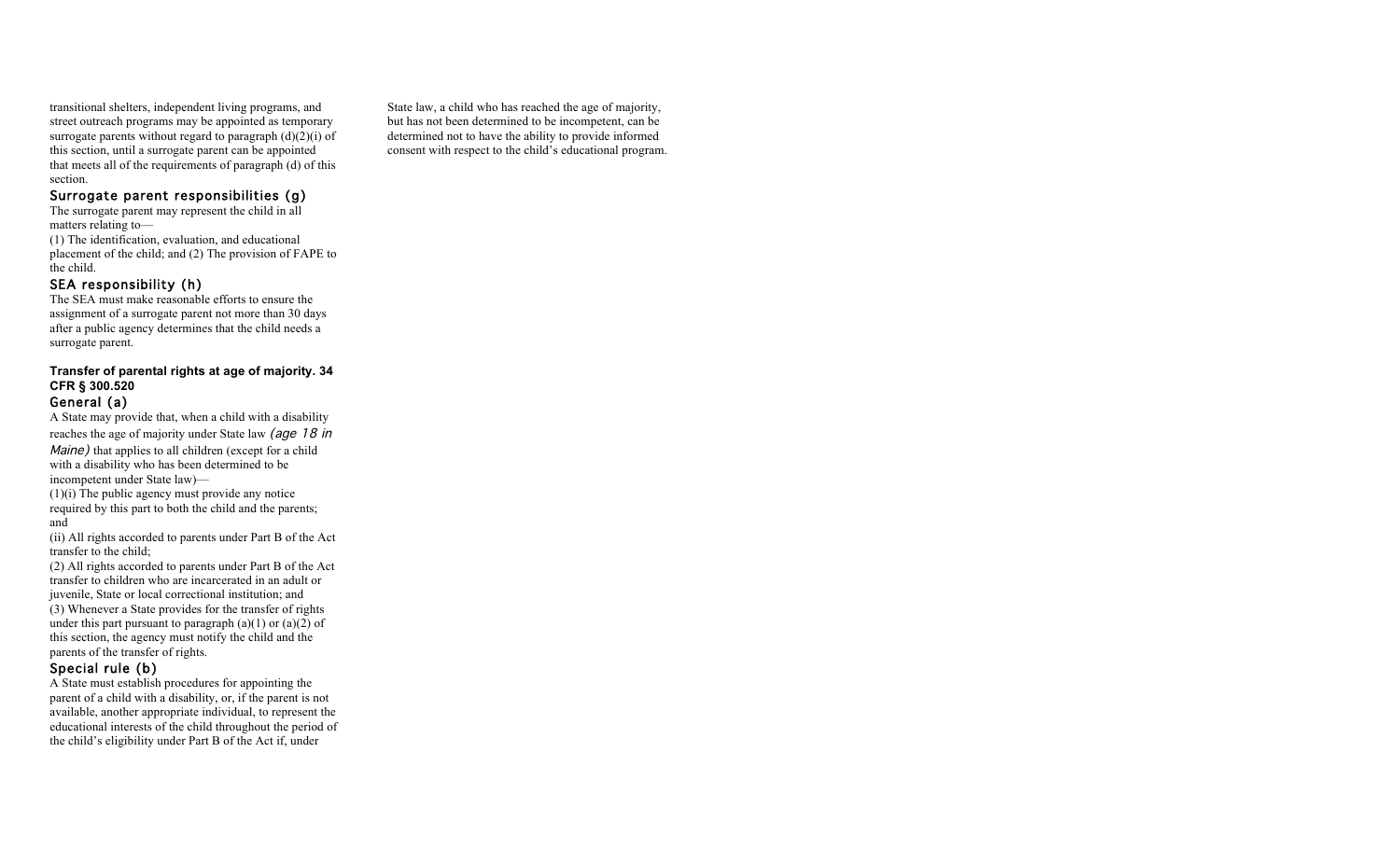transitional shelters, independent living programs, and street outreach programs may be appointed as temporary surrogate parents without regard to paragraph (d)(2)(i) of this section, until a surrogate parent can be appointed that meets all of the requirements of paragraph (d) of this section.

### Surrogate parent responsibilities (g)

The surrogate parent may represent the child in all matters relating to—

(1) The identification, evaluation, and educational placement of the child; and (2) The provision of FAPE to the child.

### SEA responsibility (h)

The SEA must make reasonable efforts to ensure the assignment of a surrogate parent not more than 30 days after a public agency determines that the child needs a surrogate parent.

## Transfer of parental rights at age of majority. 34 CFR § 300.520

### General (a)

A State may provide that, when a child with a disability reaches the age of majority under State law *(age 18 in Maine)* that applies to all children (except for a child with a disability who has been determined to be incompetent under State law)—

(1)(i) The public agency must provide any notice required by this part to both the child and the parents; and

(ii) All rights accorded to parents under Part B of the Act transfer to the child;

(2) All rights accorded to parents under Part B of the Act transfer to children who are incarcerated in an adult or juvenile, State or local correctional institution; and

(3) Whenever a State provides for the transfer of rights under this part pursuant to paragraph (a)(1) or (a)(2) of this section, the agency must notify the child and the parents of the transfer of rights.

### Special rule (b)

A State must establish procedures for appointing the parent of a child with a disability, or, if the parent is not available, another appropriate individual, to represent the educational interests of the child throughout the period of the child's eligibility under Part B of the Act if, under State law, a child who has reached the age of majority, but has not been determined to be incompetent, can be determined not to have the ability to provide informed consent with respect to the child's educational program.